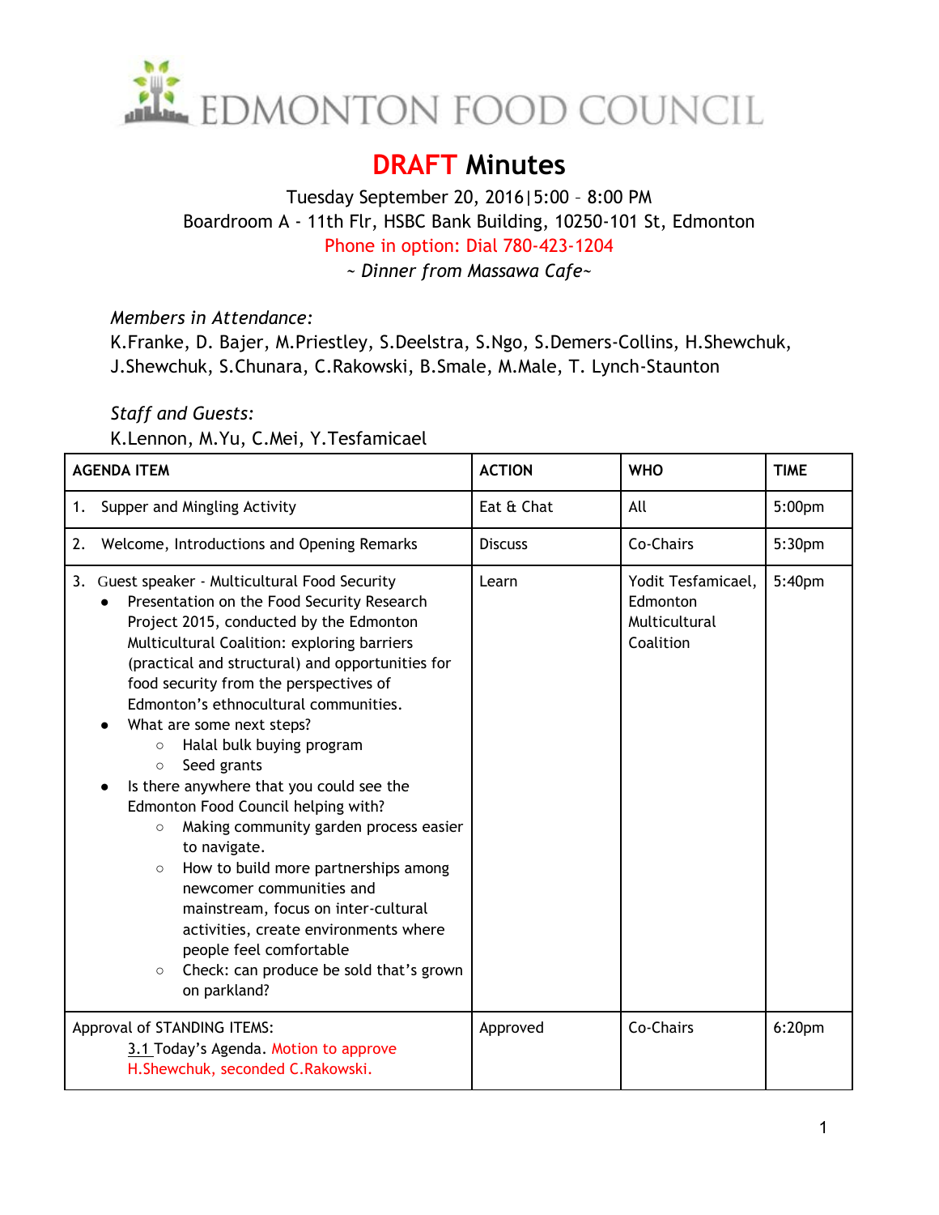# EDMONTON FOOD COUNCIL

# DRAFT Minutes

Tuesday September 20, 2016|5:00 – 8:00 PM
Boardroom A - 11th Flr, HSBC Bank Building, 10250-101 St, Edmonton
Phone in option: Dial 780-423-1204
*~ Dinner from Massawa Cafe~*

*Members in Attendance:*
K.Franke, D. Bajer, M.Priestley, S.Deelstra, S.Ngo, S.Demers-Collins, H.Shewchuk, J.Shewchuk, S.Chunara, C.Rakowski, B.Smale, M.Male, T. Lynch-Staunton

*Staff and Guests:*
K.Lennon, M.Yu, C.Mei, Y.Tesfamicael

| AGENDA ITEM | ACTION | WHO | TIME |
|---|---|---|---|
| 1. Supper and Mingling Activity | Eat & Chat | All | 5:00pm |
| 2. Welcome, Introductions and Opening Remarks | Discuss | Co-Chairs | 5:30pm |
| 3. Guest speaker - Multicultural Food Security<br>• Presentation on the Food Security Research Project 2015, conducted by the Edmonton Multicultural Coalition: exploring barriers (practical and structural) and opportunities for food security from the perspectives of Edmonton's ethnocultural communities.<br>• What are some next steps?<br>  ○ Halal bulk buying program<br>  ○ Seed grants<br>• Is there anywhere that you could see the Edmonton Food Council helping with?<br>  ○ Making community garden process easier to navigate.<br>  ○ How to build more partnerships among newcomer communities and mainstream, focus on inter-cultural activities, create environments where people feel comfortable<br>  ○ Check: can produce be sold that's grown on parkland? | Learn | Yodit Tesfamicael, Edmonton Multicultural Coalition | 5:40pm |
| Approval of STANDING ITEMS:<br>3.1 Today's Agenda. Motion to approve H.Shewchuk, seconded C.Rakowski. | Approved | Co-Chairs | 6:20pm |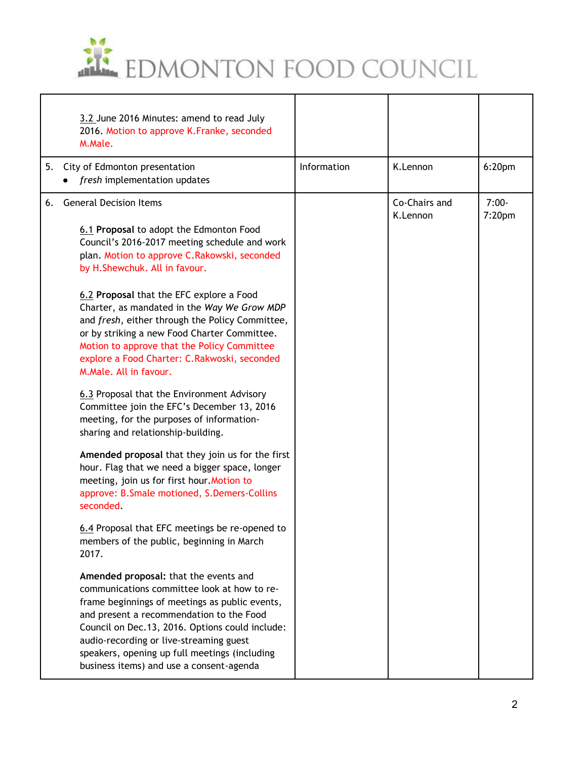| | | | |
|---|---|---|---|
| 3.2 June 2016 Minutes: amend to read July 2016. Motion to approve K.Franke, seconded M.Male. | | | |
| 5. City of Edmonton presentation<br>• *fresh* implementation updates | Information | K.Lennon | 6:20pm |
| 6. General Decision Items<br><br>6.1 **Proposal** to adopt the Edmonton Food Council's 2016-2017 meeting schedule and work plan. Motion to approve C.Rakowski, seconded by H.Shewchuk. All in favour.<br><br>6.2 **Proposal** that the EFC explore a Food Charter, as mandated in the *Way We Grow MDP* and *fresh*, either through the Policy Committee, or by striking a new Food Charter Committee. Motion to approve that the Policy Committee explore a Food Charter: C.Rakwoski, seconded M.Male. All in favour.<br><br>6.3 Proposal that the Environment Advisory Committee join the EFC's December 13, 2016 meeting, for the purposes of information-sharing and relationship-building.<br><br>**Amended proposal** that they join us for the first hour. Flag that we need a bigger space, longer meeting, join us for first hour. Motion to approve: B.Smale motioned, S.Demers-Collins seconded.<br><br>6.4 Proposal that EFC meetings be re-opened to members of the public, beginning in March 2017.<br><br>**Amended proposal:** that the events and communications committee look at how to re-frame beginnings of meetings as public events, and present a recommendation to the Food Council on Dec.13, 2016. Options could include: audio-recording or live-streaming guest speakers, opening up full meetings (including business items) and use a consent-agenda | | Co-Chairs and K.Lennon | 7:00-7:20pm |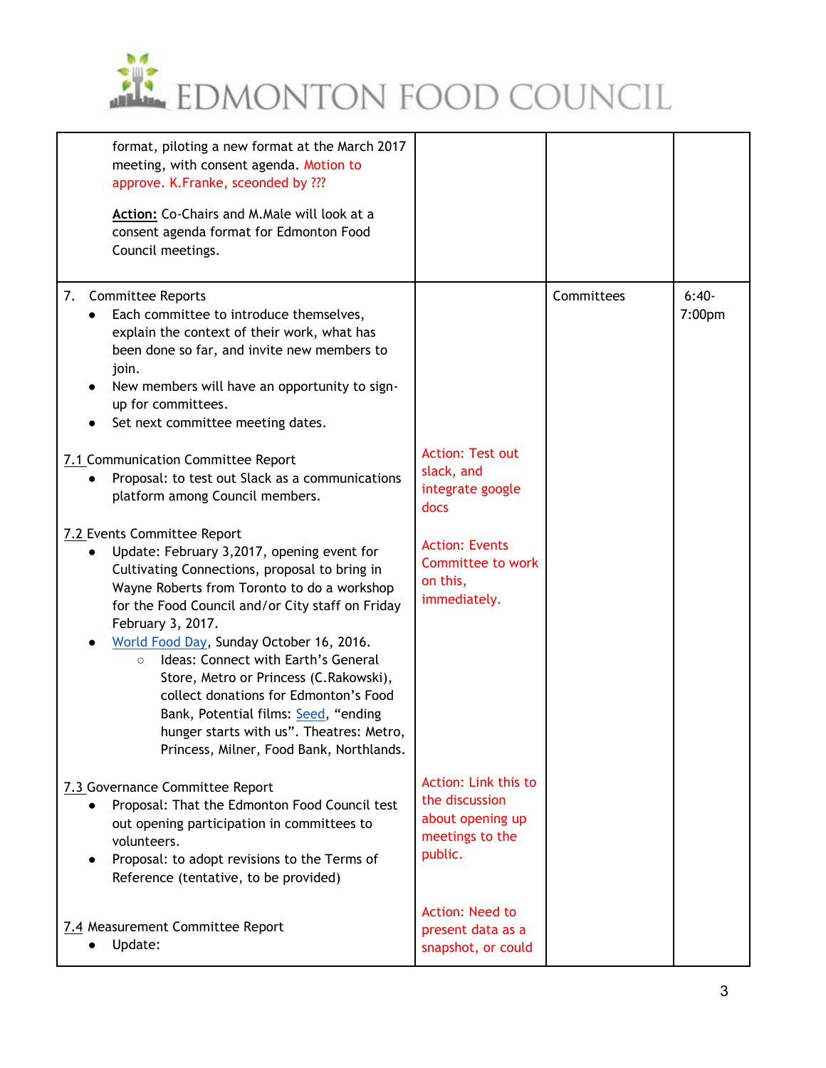| | | | |
|---|---|---|---|
| format, piloting a new format at the March 2017 meeting, with consent agenda. Motion to approve. K.Franke, sceonded by ???<br><br>**Action:** Co-Chairs and M.Male will look at a consent agenda format for Edmonton Food Council meetings. | | | |
| 7. Committee Reports<br>• Each committee to introduce themselves, explain the context of their work, what has been done so far, and invite new members to join.<br>• New members will have an opportunity to sign-up for committees.<br>• Set next committee meeting dates.<br><br>7.1 Communication Committee Report<br>• Proposal: to test out Slack as a communications platform among Council members.<br><br>7.2 Events Committee Report<br>• Update: February 3,2017, opening event for Cultivating Connections, proposal to bring in Wayne Roberts from Toronto to do a workshop for the Food Council and/or City staff on Friday February 3, 2017.<br>• World Food Day, Sunday October 16, 2016.<br>  ○ Ideas: Connect with Earth's General Store, Metro or Princess (C.Rakowski), collect donations for Edmonton's Food Bank, Potential films: Seed, "ending hunger starts with us". Theatres: Metro, Princess, Milner, Food Bank, Northlands.<br><br>7.3 Governance Committee Report<br>• Proposal: That the Edmonton Food Council test out opening participation in committees to volunteers.<br>• Proposal: to adopt revisions to the Terms of Reference (tentative, to be provided)<br><br>7.4 Measurement Committee Report<br>• Update: | Action: Test out slack, and integrate google docs<br><br>Action: Events Committee to work on this, immediately.<br><br>Action: Link this to the discussion about opening up meetings to the public.<br><br>Action: Need to present data as a snapshot, or could | Committees | 6:40-7:00pm |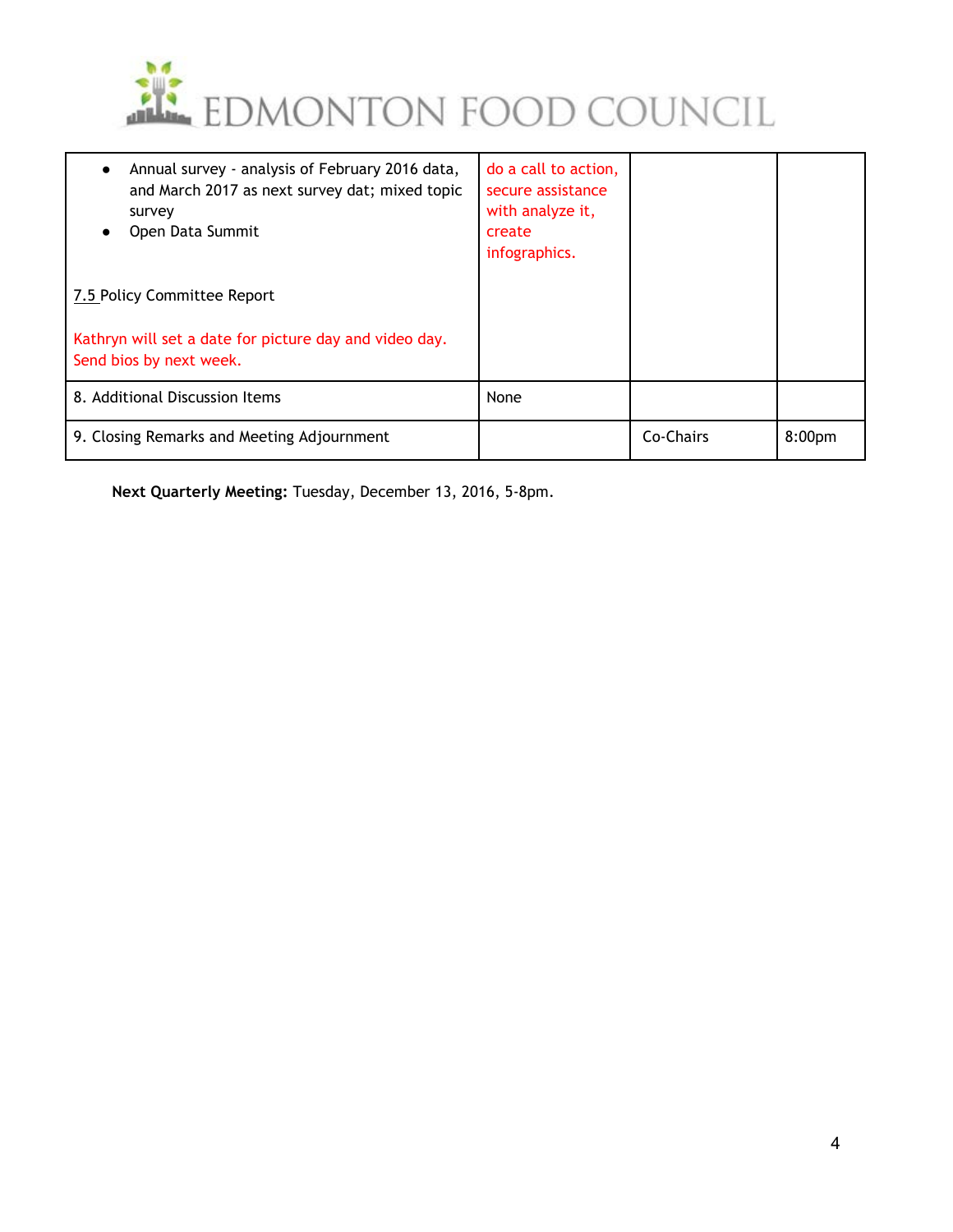| | | | |
|---|---|---|---|
| <ul><li>Annual survey - analysis of February 2016 data, and March 2017 as next survey dat; mixed topic survey</li><li>Open Data Summit</li></ul><br>7.5 Policy Committee Report<br><br>Kathryn will set a date for picture day and video day. Send bios by next week. | do a call to action, secure assistance with analyze it, create infographics. | | |
| 8. Additional Discussion Items | None | | |
| 9. Closing Remarks and Meeting Adjournment | | Co-Chairs | 8:00pm |

**Next Quarterly Meeting:** Tuesday, December 13, 2016, 5-8pm.